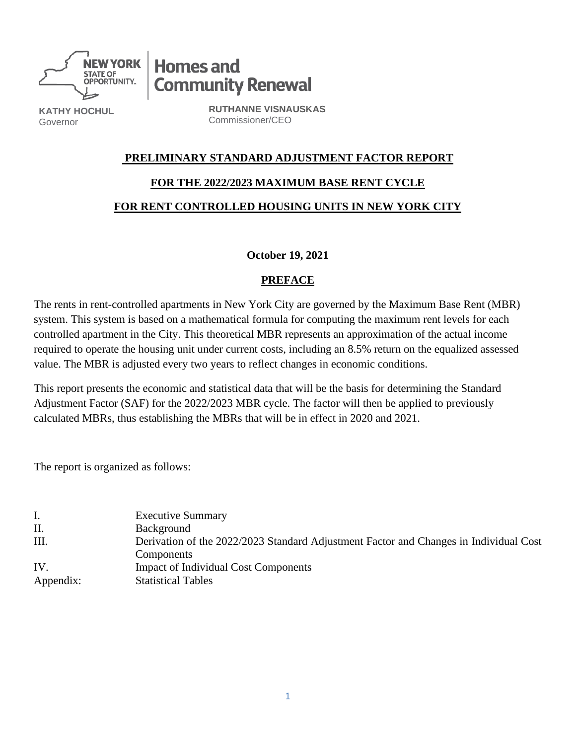NEW YORK STATE OF OPPORTUNITY. | Homes and Community Renewal

**KATHY HOCHUL**
Governor

**RUTHANNE VISNAUSKAS**
Commissioner/CEO

# PRELIMINARY STANDARD ADJUSTMENT FACTOR REPORT

# FOR THE 2022/2023 MAXIMUM BASE RENT CYCLE

# FOR RENT CONTROLLED HOUSING UNITS IN NEW YORK CITY

**October 19, 2021**

## PREFACE

The rents in rent-controlled apartments in New York City are governed by the Maximum Base Rent (MBR) system. This system is based on a mathematical formula for computing the maximum rent levels for each controlled apartment in the City. This theoretical MBR represents an approximation of the actual income required to operate the housing unit under current costs, including an 8.5% return on the equalized assessed value. The MBR is adjusted every two years to reflect changes in economic conditions.

This report presents the economic and statistical data that will be the basis for determining the Standard Adjustment Factor (SAF) for the 2022/2023 MBR cycle. The factor will then be applied to previously calculated MBRs, thus establishing the MBRs that will be in effect in 2020 and 2021.

The report is organized as follows:

| | |
|---|---|
| I. | Executive Summary |
| II. | Background |
| III. | Derivation of the 2022/2023 Standard Adjustment Factor and Changes in Individual Cost Components |
| IV. | Impact of Individual Cost Components |
| Appendix: | Statistical Tables |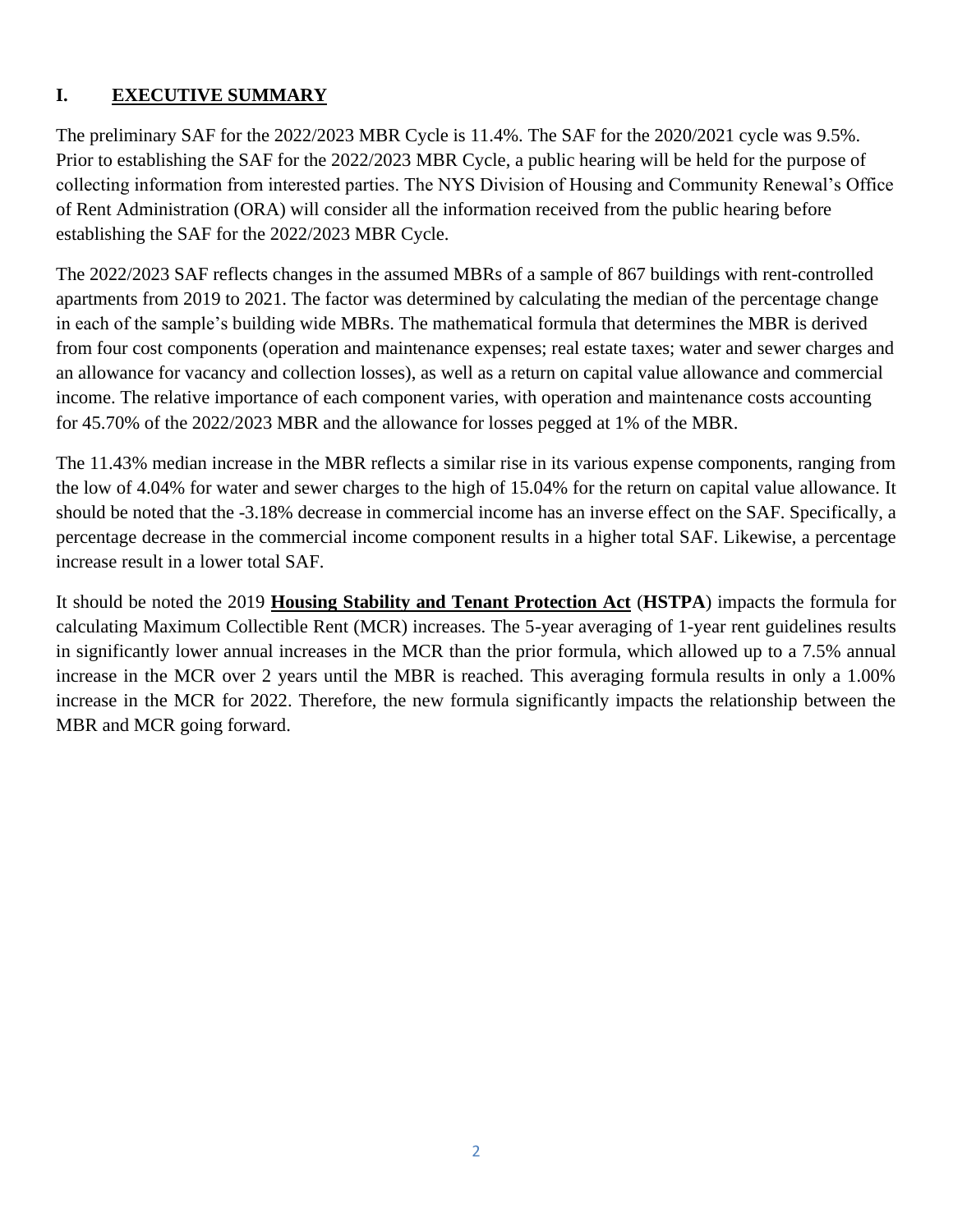## I. EXECUTIVE SUMMARY

The preliminary SAF for the 2022/2023 MBR Cycle is 11.4%. The SAF for the 2020/2021 cycle was 9.5%. Prior to establishing the SAF for the 2022/2023 MBR Cycle, a public hearing will be held for the purpose of collecting information from interested parties. The NYS Division of Housing and Community Renewal's Office of Rent Administration (ORA) will consider all the information received from the public hearing before establishing the SAF for the 2022/2023 MBR Cycle.

The 2022/2023 SAF reflects changes in the assumed MBRs of a sample of 867 buildings with rent-controlled apartments from 2019 to 2021. The factor was determined by calculating the median of the percentage change in each of the sample's building wide MBRs. The mathematical formula that determines the MBR is derived from four cost components (operation and maintenance expenses; real estate taxes; water and sewer charges and an allowance for vacancy and collection losses), as well as a return on capital value allowance and commercial income. The relative importance of each component varies, with operation and maintenance costs accounting for 45.70% of the 2022/2023 MBR and the allowance for losses pegged at 1% of the MBR.

The 11.43% median increase in the MBR reflects a similar rise in its various expense components, ranging from the low of 4.04% for water and sewer charges to the high of 15.04% for the return on capital value allowance. It should be noted that the -3.18% decrease in commercial income has an inverse effect on the SAF. Specifically, a percentage decrease in the commercial income component results in a higher total SAF. Likewise, a percentage increase result in a lower total SAF.

It should be noted the 2019 **Housing Stability and Tenant Protection Act** (**HSTPA**) impacts the formula for calculating Maximum Collectible Rent (MCR) increases. The 5-year averaging of 1-year rent guidelines results in significantly lower annual increases in the MCR than the prior formula, which allowed up to a 7.5% annual increase in the MCR over 2 years until the MBR is reached. This averaging formula results in only a 1.00% increase in the MCR for 2022. Therefore, the new formula significantly impacts the relationship between the MBR and MCR going forward.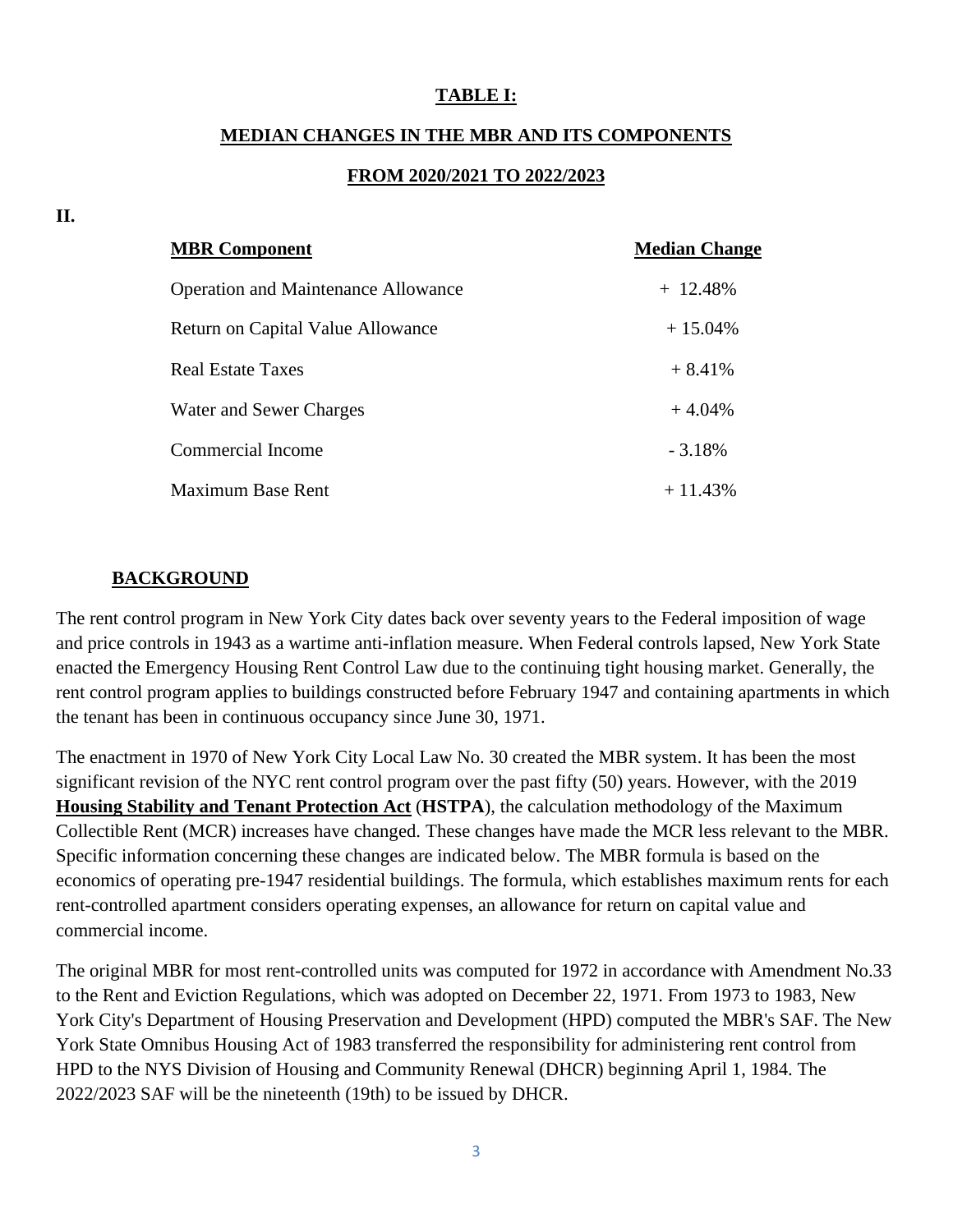**TABLE I:**

**MEDIAN CHANGES IN THE MBR AND ITS COMPONENTS**

**FROM 2020/2021 TO 2022/2023**

**II.**

| MBR Component | Median Change |
|---|---|
| Operation and Maintenance Allowance | + 12.48% |
| Return on Capital Value Allowance | + 15.04% |
| Real Estate Taxes | + 8.41% |
| Water and Sewer Charges | + 4.04% |
| Commercial Income | - 3.18% |
| Maximum Base Rent | + 11.43% |

## BACKGROUND

The rent control program in New York City dates back over seventy years to the Federal imposition of wage and price controls in 1943 as a wartime anti-inflation measure. When Federal controls lapsed, New York State enacted the Emergency Housing Rent Control Law due to the continuing tight housing market. Generally, the rent control program applies to buildings constructed before February 1947 and containing apartments in which the tenant has been in continuous occupancy since June 30, 1971.

The enactment in 1970 of New York City Local Law No. 30 created the MBR system. It has been the most significant revision of the NYC rent control program over the past fifty (50) years. However, with the 2019 **Housing Stability and Tenant Protection Act** (**HSTPA**), the calculation methodology of the Maximum Collectible Rent (MCR) increases have changed. These changes have made the MCR less relevant to the MBR. Specific information concerning these changes are indicated below. The MBR formula is based on the economics of operating pre-1947 residential buildings. The formula, which establishes maximum rents for each rent-controlled apartment considers operating expenses, an allowance for return on capital value and commercial income.

The original MBR for most rent-controlled units was computed for 1972 in accordance with Amendment No.33 to the Rent and Eviction Regulations, which was adopted on December 22, 1971. From 1973 to 1983, New York City's Department of Housing Preservation and Development (HPD) computed the MBR's SAF. The New York State Omnibus Housing Act of 1983 transferred the responsibility for administering rent control from HPD to the NYS Division of Housing and Community Renewal (DHCR) beginning April 1, 1984. The 2022/2023 SAF will be the nineteenth (19th) to be issued by DHCR.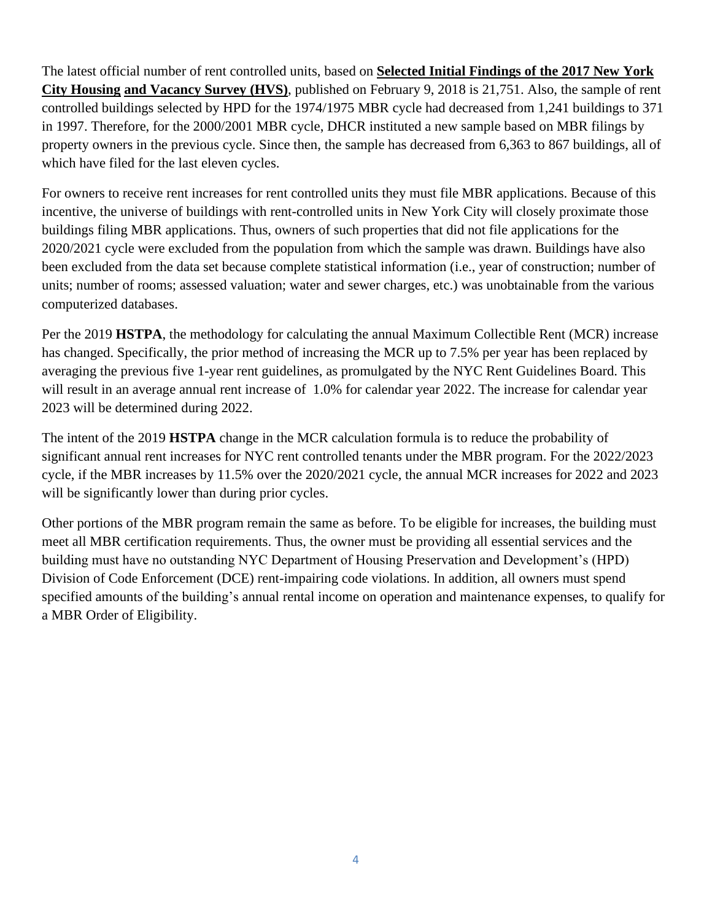The latest official number of rent controlled units, based on **Selected Initial Findings of the 2017 New York City Housing and Vacancy Survey (HVS)**, published on February 9, 2018 is 21,751. Also, the sample of rent controlled buildings selected by HPD for the 1974/1975 MBR cycle had decreased from 1,241 buildings to 371 in 1997. Therefore, for the 2000/2001 MBR cycle, DHCR instituted a new sample based on MBR filings by property owners in the previous cycle. Since then, the sample has decreased from 6,363 to 867 buildings, all of which have filed for the last eleven cycles.

For owners to receive rent increases for rent controlled units they must file MBR applications. Because of this incentive, the universe of buildings with rent-controlled units in New York City will closely proximate those buildings filing MBR applications. Thus, owners of such properties that did not file applications for the 2020/2021 cycle were excluded from the population from which the sample was drawn. Buildings have also been excluded from the data set because complete statistical information (i.e., year of construction; number of units; number of rooms; assessed valuation; water and sewer charges, etc.) was unobtainable from the various computerized databases.

Per the 2019 **HSTPA**, the methodology for calculating the annual Maximum Collectible Rent (MCR) increase has changed. Specifically, the prior method of increasing the MCR up to 7.5% per year has been replaced by averaging the previous five 1-year rent guidelines, as promulgated by the NYC Rent Guidelines Board. This will result in an average annual rent increase of 1.0% for calendar year 2022. The increase for calendar year 2023 will be determined during 2022.

The intent of the 2019 **HSTPA** change in the MCR calculation formula is to reduce the probability of significant annual rent increases for NYC rent controlled tenants under the MBR program. For the 2022/2023 cycle, if the MBR increases by 11.5% over the 2020/2021 cycle, the annual MCR increases for 2022 and 2023 will be significantly lower than during prior cycles.

Other portions of the MBR program remain the same as before. To be eligible for increases, the building must meet all MBR certification requirements. Thus, the owner must be providing all essential services and the building must have no outstanding NYC Department of Housing Preservation and Development's (HPD) Division of Code Enforcement (DCE) rent-impairing code violations. In addition, all owners must spend specified amounts of the building's annual rental income on operation and maintenance expenses, to qualify for a MBR Order of Eligibility.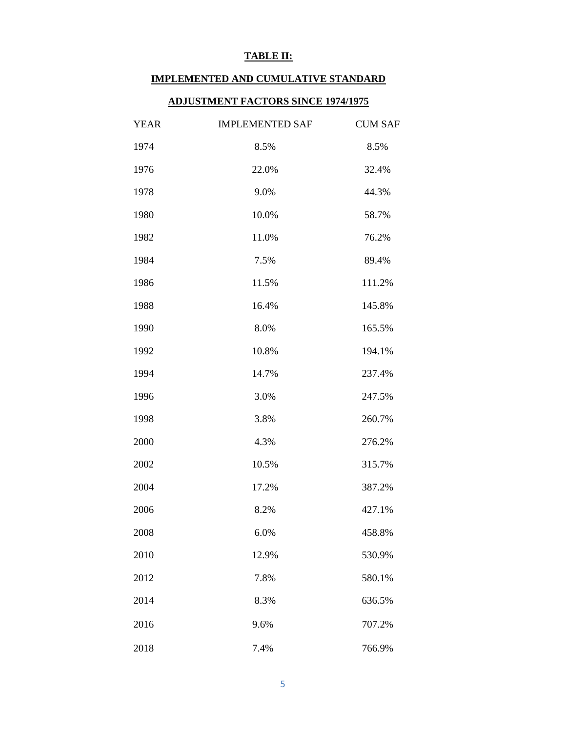**TABLE II:**

**IMPLEMENTED AND CUMULATIVE STANDARD**

**ADJUSTMENT FACTORS SINCE 1974/1975**

| YEAR | IMPLEMENTED SAF | CUM SAF |
|---|---|---|
| 1974 | 8.5% | 8.5% |
| 1976 | 22.0% | 32.4% |
| 1978 | 9.0% | 44.3% |
| 1980 | 10.0% | 58.7% |
| 1982 | 11.0% | 76.2% |
| 1984 | 7.5% | 89.4% |
| 1986 | 11.5% | 111.2% |
| 1988 | 16.4% | 145.8% |
| 1990 | 8.0% | 165.5% |
| 1992 | 10.8% | 194.1% |
| 1994 | 14.7% | 237.4% |
| 1996 | 3.0% | 247.5% |
| 1998 | 3.8% | 260.7% |
| 2000 | 4.3% | 276.2% |
| 2002 | 10.5% | 315.7% |
| 2004 | 17.2% | 387.2% |
| 2006 | 8.2% | 427.1% |
| 2008 | 6.0% | 458.8% |
| 2010 | 12.9% | 530.9% |
| 2012 | 7.8% | 580.1% |
| 2014 | 8.3% | 636.5% |
| 2016 | 9.6% | 707.2% |
| 2018 | 7.4% | 766.9% |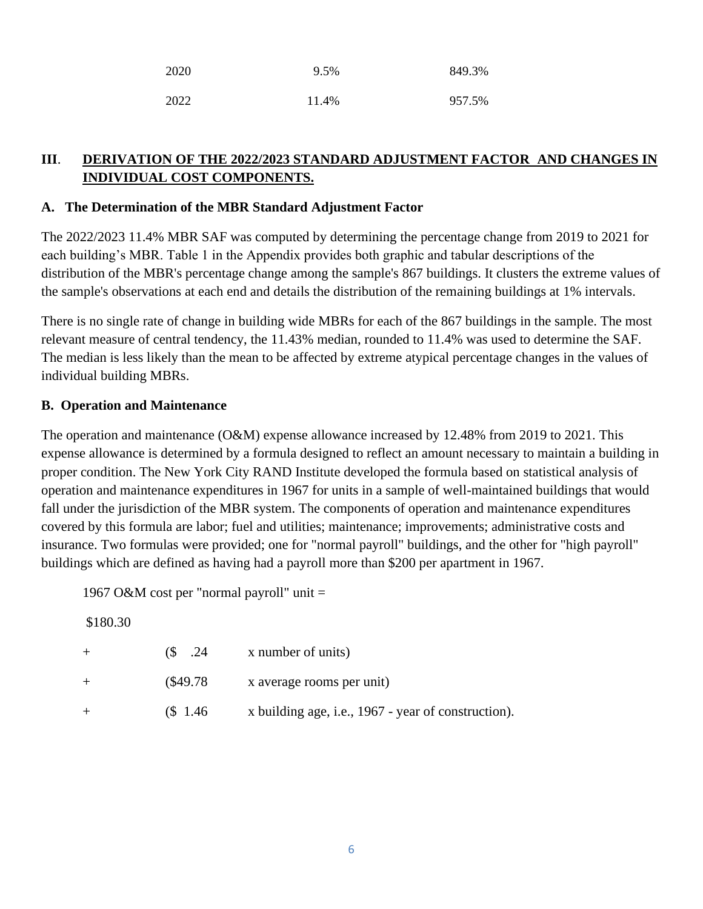| | | |
|---|---|---|
| 2020 | 9.5% | 849.3% |
| 2022 | 11.4% | 957.5% |

## III. DERIVATION OF THE 2022/2023 STANDARD ADJUSTMENT FACTOR AND CHANGES IN INDIVIDUAL COST COMPONENTS.

### A. The Determination of the MBR Standard Adjustment Factor

The 2022/2023 11.4% MBR SAF was computed by determining the percentage change from 2019 to 2021 for each building's MBR. Table 1 in the Appendix provides both graphic and tabular descriptions of the distribution of the MBR's percentage change among the sample's 867 buildings. It clusters the extreme values of the sample's observations at each end and details the distribution of the remaining buildings at 1% intervals.

There is no single rate of change in building wide MBRs for each of the 867 buildings in the sample. The most relevant measure of central tendency, the 11.43% median, rounded to 11.4% was used to determine the SAF. The median is less likely than the mean to be affected by extreme atypical percentage changes in the values of individual building MBRs.

### B. Operation and Maintenance

The operation and maintenance (O&M) expense allowance increased by 12.48% from 2019 to 2021. This expense allowance is determined by a formula designed to reflect an amount necessary to maintain a building in proper condition. The New York City RAND Institute developed the formula based on statistical analysis of operation and maintenance expenditures in 1967 for units in a sample of well-maintained buildings that would fall under the jurisdiction of the MBR system. The components of operation and maintenance expenditures covered by this formula are labor; fuel and utilities; maintenance; improvements; administrative costs and insurance. Two formulas were provided; one for "normal payroll" buildings, and the other for "high payroll" buildings which are defined as having had a payroll more than $200 per apartment in 1967.

1967 O&M cost per "normal payroll" unit =

$180.30

| | | |
|---|---|---|
| + | ($ .24 | x number of units) |
| + | ($49.78 | x average rooms per unit) |
| + | ($ 1.46 | x building age, i.e., 1967 - year of construction). |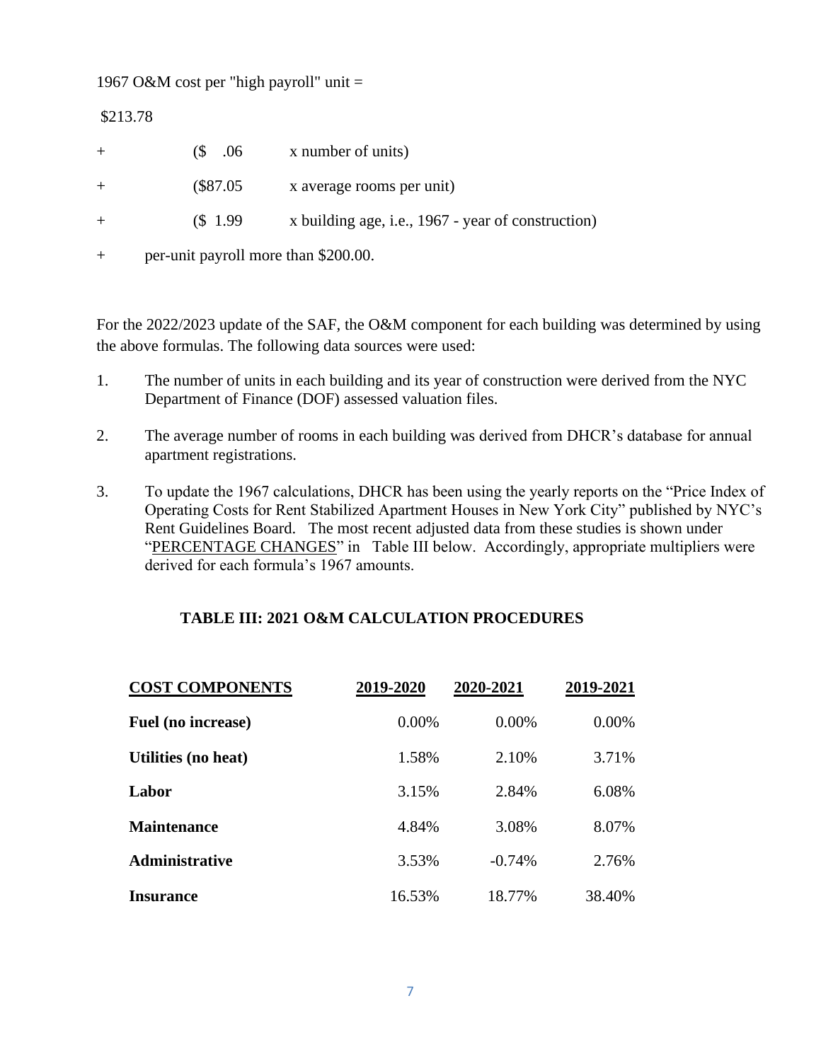1967 O&M cost per "high payroll" unit =

$213.78

\+ ($ .06 x number of units)

\+ ($87.05 x average rooms per unit)

\+ ($ 1.99 x building age, i.e., 1967 - year of construction)

\+ per-unit payroll more than $200.00.

For the 2022/2023 update of the SAF, the O&M component for each building was determined by using the above formulas. The following data sources were used:

1. The number of units in each building and its year of construction were derived from the NYC Department of Finance (DOF) assessed valuation files.
2. The average number of rooms in each building was derived from DHCR's database for annual apartment registrations.
3. To update the 1967 calculations, DHCR has been using the yearly reports on the "Price Index of Operating Costs for Rent Stabilized Apartment Houses in New York City" published by NYC's Rent Guidelines Board. The most recent adjusted data from these studies is shown under "PERCENTAGE CHANGES" in Table III below. Accordingly, appropriate multipliers were derived for each formula's 1967 amounts.

**TABLE III: 2021 O&M CALCULATION PROCEDURES**

| COST COMPONENTS | 2019-2020 | 2020-2021 | 2019-2021 |
|---|---|---|---|
| **Fuel (no increase)** | 0.00% | 0.00% | 0.00% |
| **Utilities (no heat)** | 1.58% | 2.10% | 3.71% |
| **Labor** | 3.15% | 2.84% | 6.08% |
| **Maintenance** | 4.84% | 3.08% | 8.07% |
| **Administrative** | 3.53% | -0.74% | 2.76% |
| **Insurance** | 16.53% | 18.77% | 38.40% |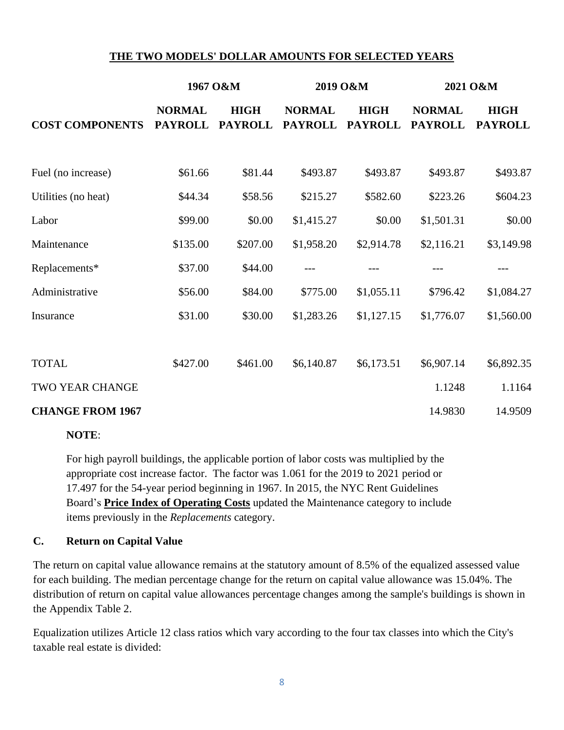**THE TWO MODELS' DOLLAR AMOUNTS FOR SELECTED YEARS**

| | 1967 O&M | | 2019 O&M | | 2021 O&M | |
|---|---|---|---|---|---|---|
| **COST COMPONENTS** | **NORMAL PAYROLL** | **HIGH PAYROLL** | **NORMAL PAYROLL** | **HIGH PAYROLL** | **NORMAL PAYROLL** | **HIGH PAYROLL** |
| Fuel (no increase) | $61.66 | $81.44 | $493.87 | $493.87 | $493.87 | $493.87 |
| Utilities (no heat) | $44.34 | $58.56 | $215.27 | $582.60 | $223.26 | $604.23 |
| Labor | $99.00 | $0.00 | $1,415.27 | $0.00 | $1,501.31 | $0.00 |
| Maintenance | $135.00 | $207.00 | $1,958.20 | $2,914.78 | $2,116.21 | $3,149.98 |
| Replacements* | $37.00 | $44.00 | --- | --- | --- | --- |
| Administrative | $56.00 | $84.00 | $775.00 | $1,055.11 | $796.42 | $1,084.27 |
| Insurance | $31.00 | $30.00 | $1,283.26 | $1,127.15 | $1,776.07 | $1,560.00 |
| TOTAL | $427.00 | $461.00 | $6,140.87 | $6,173.51 | $6,907.14 | $6,892.35 |
| TWO YEAR CHANGE | | | | | 1.1248 | 1.1164 |
| **CHANGE FROM 1967** | | | | | 14.9830 | 14.9509 |

**NOTE**:

For high payroll buildings, the applicable portion of labor costs was multiplied by the appropriate cost increase factor. The factor was 1.061 for the 2019 to 2021 period or 17.497 for the 54-year period beginning in 1967. In 2015, the NYC Rent Guidelines Board's **Price Index of Operating Costs** updated the Maintenance category to include items previously in the *Replacements* category.

### C. Return on Capital Value

The return on capital value allowance remains at the statutory amount of 8.5% of the equalized assessed value for each building. The median percentage change for the return on capital value allowance was 15.04%. The distribution of return on capital value allowances percentage changes among the sample's buildings is shown in the Appendix Table 2.

Equalization utilizes Article 12 class ratios which vary according to the four tax classes into which the City's taxable real estate is divided: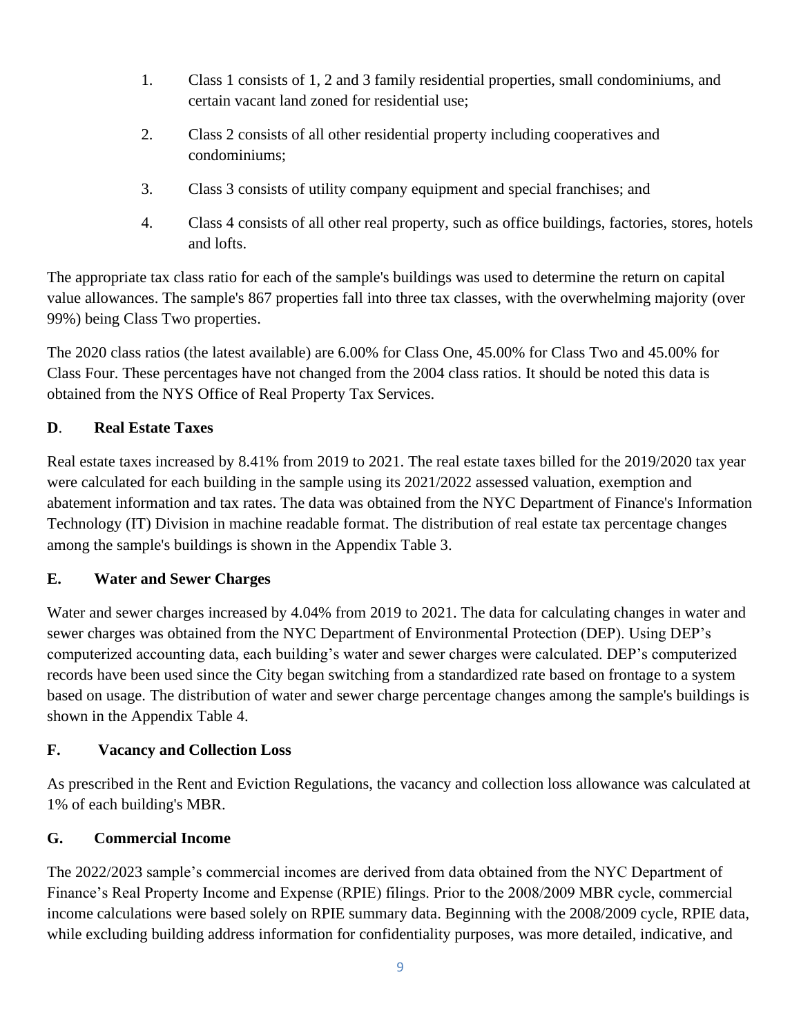1. Class 1 consists of 1, 2 and 3 family residential properties, small condominiums, and certain vacant land zoned for residential use;

2. Class 2 consists of all other residential property including cooperatives and condominiums;

3. Class 3 consists of utility company equipment and special franchises; and

4. Class 4 consists of all other real property, such as office buildings, factories, stores, hotels and lofts.

The appropriate tax class ratio for each of the sample's buildings was used to determine the return on capital value allowances. The sample's 867 properties fall into three tax classes, with the overwhelming majority (over 99%) being Class Two properties.

The 2020 class ratios (the latest available) are 6.00% for Class One, 45.00% for Class Two and 45.00% for Class Four. These percentages have not changed from the 2004 class ratios. It should be noted this data is obtained from the NYS Office of Real Property Tax Services.

### D. Real Estate Taxes

Real estate taxes increased by 8.41% from 2019 to 2021. The real estate taxes billed for the 2019/2020 tax year were calculated for each building in the sample using its 2021/2022 assessed valuation, exemption and abatement information and tax rates. The data was obtained from the NYC Department of Finance's Information Technology (IT) Division in machine readable format. The distribution of real estate tax percentage changes among the sample's buildings is shown in the Appendix Table 3.

### E. Water and Sewer Charges

Water and sewer charges increased by 4.04% from 2019 to 2021. The data for calculating changes in water and sewer charges was obtained from the NYC Department of Environmental Protection (DEP). Using DEP's computerized accounting data, each building's water and sewer charges were calculated. DEP's computerized records have been used since the City began switching from a standardized rate based on frontage to a system based on usage. The distribution of water and sewer charge percentage changes among the sample's buildings is shown in the Appendix Table 4.

### F. Vacancy and Collection Loss

As prescribed in the Rent and Eviction Regulations, the vacancy and collection loss allowance was calculated at 1% of each building's MBR.

### G. Commercial Income

The 2022/2023 sample's commercial incomes are derived from data obtained from the NYC Department of Finance's Real Property Income and Expense (RPIE) filings. Prior to the 2008/2009 MBR cycle, commercial income calculations were based solely on RPIE summary data. Beginning with the 2008/2009 cycle, RPIE data, while excluding building address information for confidentiality purposes, was more detailed, indicative, and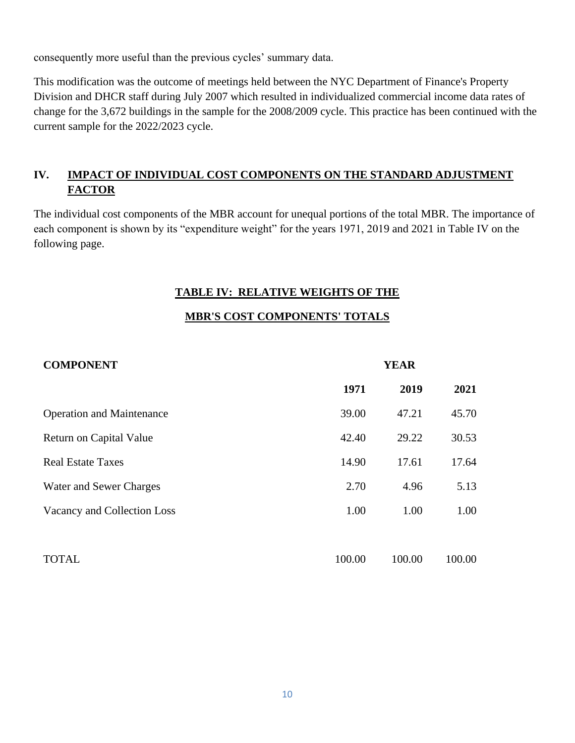consequently more useful than the previous cycles' summary data.

This modification was the outcome of meetings held between the NYC Department of Finance's Property Division and DHCR staff during July 2007 which resulted in individualized commercial income data rates of change for the 3,672 buildings in the sample for the 2008/2009 cycle. This practice has been continued with the current sample for the 2022/2023 cycle.

## IV. IMPACT OF INDIVIDUAL COST COMPONENTS ON THE STANDARD ADJUSTMENT FACTOR

The individual cost components of the MBR account for unequal portions of the total MBR. The importance of each component is shown by its "expenditure weight" for the years 1971, 2019 and 2021 in Table IV on the following page.

**TABLE IV: RELATIVE WEIGHTS OF THE MBR'S COST COMPONENTS' TOTALS**

| COMPONENT | YEAR | | |
|---|---|---|---|
| | **1971** | **2019** | **2021** |
| Operation and Maintenance | 39.00 | 47.21 | 45.70 |
| Return on Capital Value | 42.40 | 29.22 | 30.53 |
| Real Estate Taxes | 14.90 | 17.61 | 17.64 |
| Water and Sewer Charges | 2.70 | 4.96 | 5.13 |
| Vacancy and Collection Loss | 1.00 | 1.00 | 1.00 |
| TOTAL | 100.00 | 100.00 | 100.00 |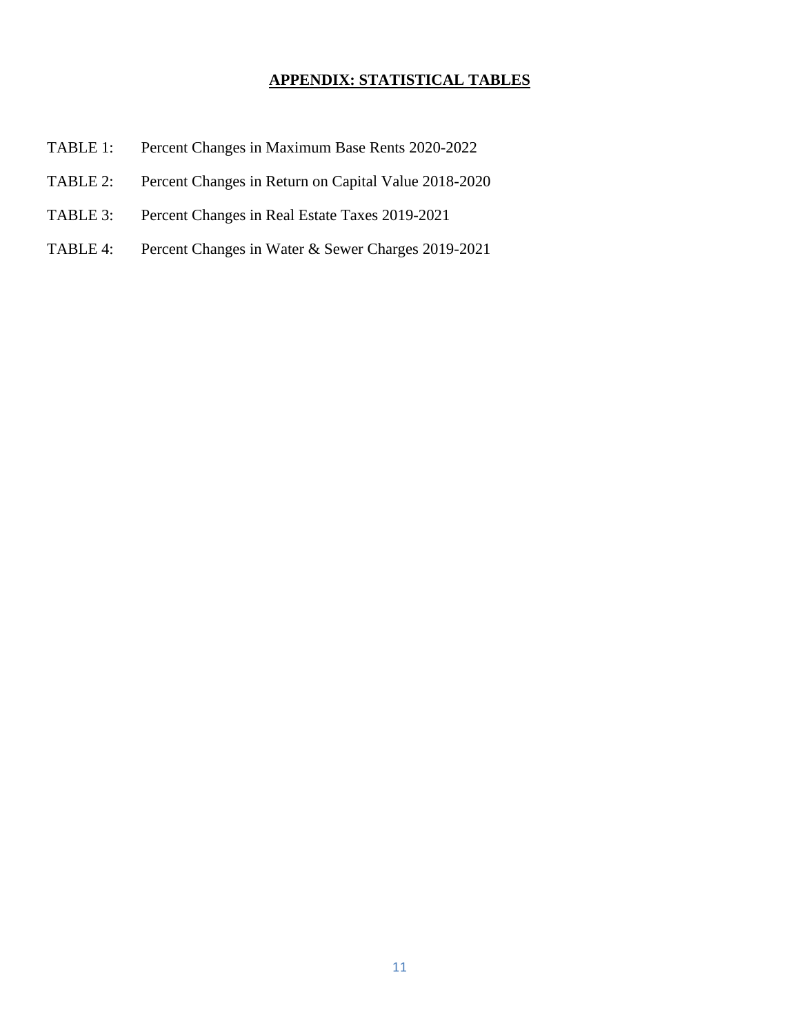## APPENDIX: STATISTICAL TABLES

TABLE 1: Percent Changes in Maximum Base Rents 2020-2022

TABLE 2: Percent Changes in Return on Capital Value 2018-2020

TABLE 3: Percent Changes in Real Estate Taxes 2019-2021

TABLE 4: Percent Changes in Water & Sewer Charges 2019-2021